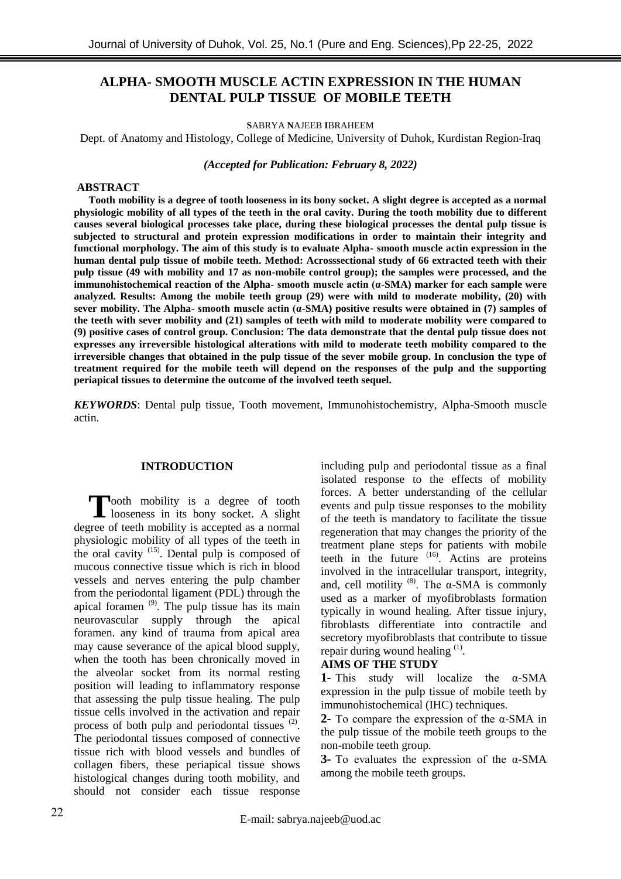# ALPHA- SMOOTH MUSCLE ACTIN EXPRESSION IN THE HUMAN DENTAL PULP TISSUE OF MOBILE TEETH

**S**ABRYA **N**AJEEB **I**BRAHEEM

Dept. of Anatomy and Histology, College of Medicine, University of Duhok, Kurdistan Region-Iraq

*(Accepted for Publication: February 8, 2022)*

## ABSTRACT

**Tooth mobility is a degree of tooth looseness in its bony socket. A slight degree is accepted as a normal physiologic mobility of all types of the teeth in the oral cavity. During the tooth mobility due to different causes several biological processes take place, during these biological processes the dental pulp tissue is subjected to structural and protein expression modifications in order to maintain their integrity and functional morphology. The aim of this study is to evaluate Alpha- smooth muscle actin expression in the human dental pulp tissue of mobile teeth. Method: Acrosssectional study of 66 extracted teeth with their pulp tissue (49 with mobility and 17 as non-mobile control group); the samples were processed, and the immunohistochemical reaction of the Alpha- smooth muscle actin (α-SMA) marker for each sample were analyzed. Results: Among the mobile teeth group (29) were with mild to moderate mobility, (20) with sever mobility. The Alpha- smooth muscle actin (α-SMA) positive results were obtained in (7) samples of the teeth with sever mobility and (21) samples of teeth with mild to moderate mobility were compared to (9) positive cases of control group. Conclusion: The data demonstrate that the dental pulp tissue does not expresses any irreversible histological alterations with mild to moderate teeth mobility compared to the irreversible changes that obtained in the pulp tissue of the sever mobile group. In conclusion the type of treatment required for the mobile teeth will depend on the responses of the pulp and the supporting periapical tissues to determine the outcome of the involved teeth sequel.**

***KEYWORDS***: Dental pulp tissue, Tooth movement, Immunohistochemistry, Alpha-Smooth muscle actin.

## INTRODUCTION

Tooth mobility is a degree of tooth looseness in its bony socket. A slight degree of teeth mobility is accepted as a normal physiologic mobility of all types of the teeth in the oral cavity [15]. Dental pulp is composed of mucous connective tissue which is rich in blood vessels and nerves entering the pulp chamber from the periodontal ligament (PDL) through the apical foramen [9]. The pulp tissue has its main neurovascular supply through the apical foramen. any kind of trauma from apical area may cause severance of the apical blood supply, when the tooth has been chronically moved in the alveolar socket from its normal resting position will leading to inflammatory response that assessing the pulp tissue healing. The pulp tissue cells involved in the activation and repair process of both pulp and periodontal tissues [2]. The periodontal tissues composed of connective tissue rich with blood vessels and bundles of collagen fibers, these periapical tissue shows histological changes during tooth mobility, and should not consider each tissue response including pulp and periodontal tissue as a final isolated response to the effects of mobility forces. A better understanding of the cellular events and pulp tissue responses to the mobility of the teeth is mandatory to facilitate the tissue regeneration that may changes the priority of the treatment plane steps for patients with mobile teeth in the future [16]. Actins are proteins involved in the intracellular transport, integrity, and, cell motility [8]. The α-SMA is commonly used as a marker of myofibroblasts formation typically in wound healing. After tissue injury, fibroblasts differentiate into contractile and secretory myofibroblasts that contribute to tissue repair during wound healing [1].

### AIMS OF THE STUDY

**1-** This study will localize the α-SMA expression in the pulp tissue of mobile teeth by immunohistochemical (IHC) techniques.

**2-** To compare the expression of the α-SMA in the pulp tissue of the mobile teeth groups to the non-mobile teeth group.

**3-** To evaluates the expression of the α-SMA among the mobile teeth groups.

E-mail: sabrya.najeeb@uod.ac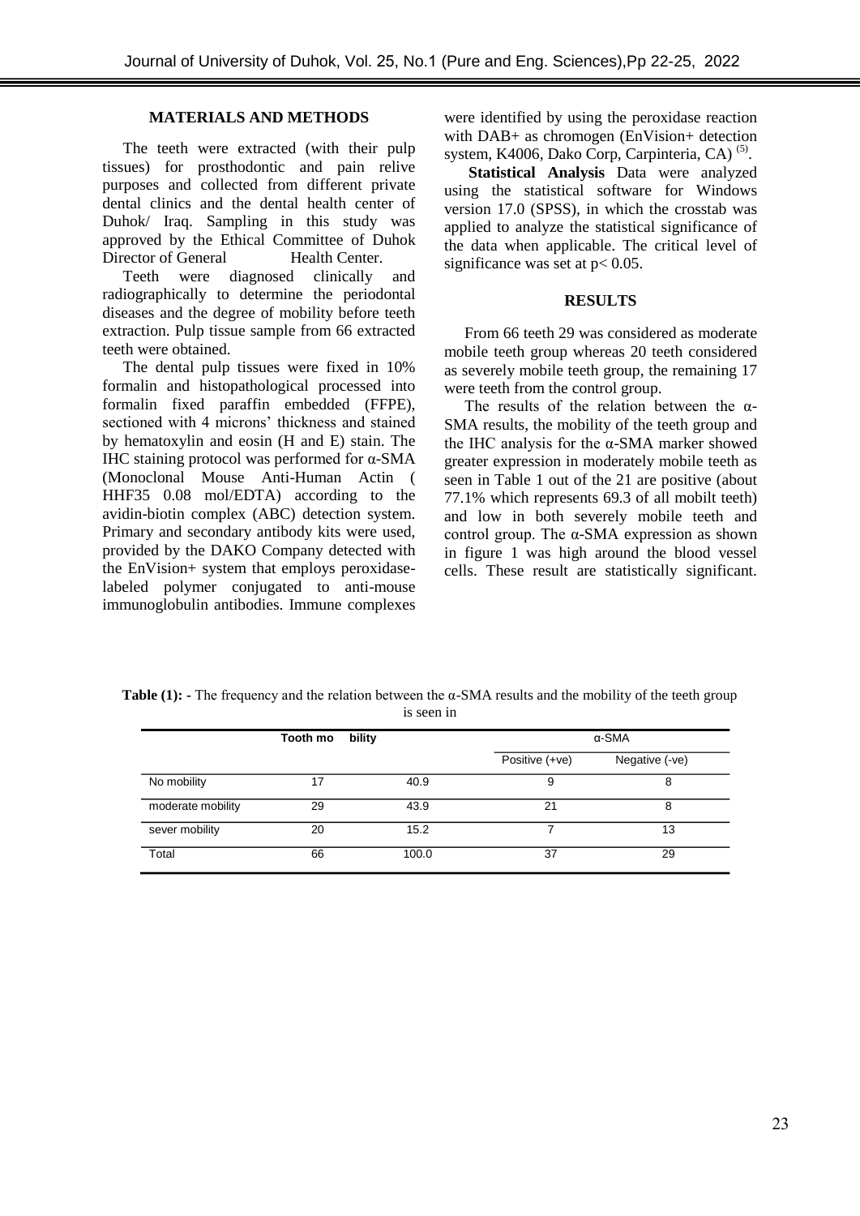## MATERIALS AND METHODS

The teeth were extracted (with their pulp tissues) for prosthodontic and pain relive purposes and collected from different private dental clinics and the dental health center of Duhok/ Iraq. Sampling in this study was approved by the Ethical Committee of Duhok Director of General Health Center.

Teeth were diagnosed clinically and radiographically to determine the periodontal diseases and the degree of mobility before teeth extraction. Pulp tissue sample from 66 extracted teeth were obtained.

The dental pulp tissues were fixed in 10% formalin and histopathological processed into formalin fixed paraffin embedded (FFPE), sectioned with 4 microns' thickness and stained by hematoxylin and eosin (H and E) stain. The IHC staining protocol was performed for α-SMA (Monoclonal Mouse Anti-Human Actin ( HHF35 0.08 mol/EDTA) according to the avidin-biotin complex (ABC) detection system. Primary and secondary antibody kits were used, provided by the DAKO Company detected with the EnVision+ system that employs peroxidase-labeled polymer conjugated to anti-mouse immunoglobulin antibodies. Immune complexes were identified by using the peroxidase reaction with DAB+ as chromogen (EnVision+ detection system, K4006, Dako Corp, Carpinteria, CA) [5].

**Statistical Analysis** Data were analyzed using the statistical software for Windows version 17.0 (SPSS), in which the crosstab was applied to analyze the statistical significance of the data when applicable. The critical level of significance was set at $p < 0.05$.

## RESULTS

From 66 teeth 29 was considered as moderate mobile teeth group whereas 20 teeth considered as severely mobile teeth group, the remaining 17 were teeth from the control group.

The results of the relation between the α-SMA results, the mobility of the teeth group and the IHC analysis for the α-SMA marker showed greater expression in moderately mobile teeth as seen in Table 1 out of the 21 are positive (about 77.1% which represents 69.3 of all mobilt teeth) and low in both severely mobile teeth and control group. The α-SMA expression as shown in figure 1 was high around the blood vessel cells. These result are statistically significant.

**Table (1): -** The frequency and the relation between the α-SMA results and the mobility of the teeth group is seen in

| | Tooth mobility | | α-SMA | |
|---|---|---|---|---|
| | | | Positive (+ve) | Negative (-ve) |
| No mobility | 17 | 40.9 | 9 | 8 |
| moderate mobility | 29 | 43.9 | 21 | 8 |
| sever mobility | 20 | 15.2 | 7 | 13 |
| Total | 66 | 100.0 | 37 | 29 |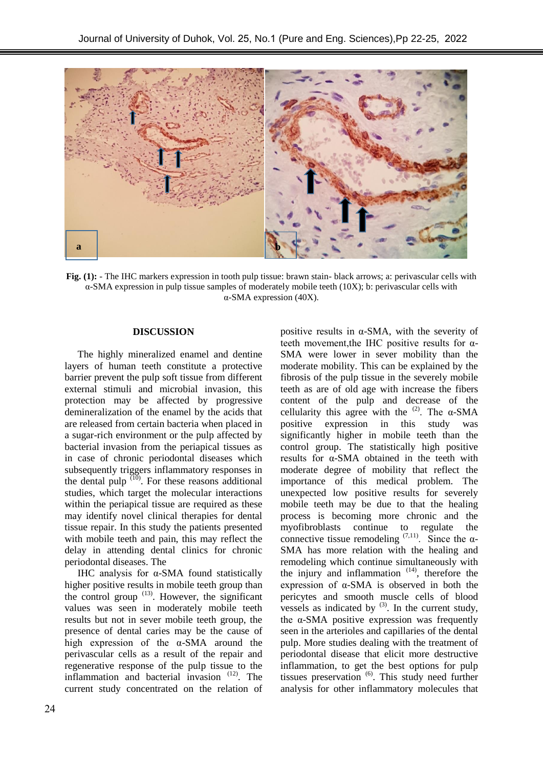**Fig. (1):** - The IHC markers expression in tooth pulp tissue: brawn stain- black arrows; a: perivascular cells with α-SMA expression in pulp tissue samples of moderately mobile teeth (10X); b: perivascular cells with α-SMA expression (40X).

## DISCUSSION

The highly mineralized enamel and dentine layers of human teeth constitute a protective barrier prevent the pulp soft tissue from different external stimuli and microbial invasion, this protection may be affected by progressive demineralization of the enamel by the acids that are released from certain bacteria when placed in a sugar-rich environment or the pulp affected by bacterial invasion from the periapical tissues as in case of chronic periodontal diseases which subsequently triggers inflammatory responses in the dental pulp [10]. For these reasons additional studies, which target the molecular interactions within the periapical tissue are required as these may identify novel clinical therapies for dental tissue repair. In this study the patients presented with mobile teeth and pain, this may reflect the delay in attending dental clinics for chronic periodontal diseases. The

IHC analysis for α-SMA found statistically higher positive results in mobile teeth group than the control group [13]. However, the significant values was seen in moderately mobile teeth results but not in sever mobile teeth group, the presence of dental caries may be the cause of high expression of the α-SMA around the perivascular cells as a result of the repair and regenerative response of the pulp tissue to the inflammation and bacterial invasion [12]. The current study concentrated on the relation of positive results in α-SMA, with the severity of teeth movement,the IHC positive results for α-SMA were lower in sever mobility than the moderate mobility. This can be explained by the fibrosis of the pulp tissue in the severely mobile teeth as are of old age with increase the fibers content of the pulp and decrease of the cellularity this agree with the [2]. The α-SMA positive expression in this study was significantly higher in mobile teeth than the control group. The statistically high positive results for α-SMA obtained in the teeth with moderate degree of mobility that reflect the importance of this medical problem. The unexpected low positive results for severely mobile teeth may be due to that the healing process is becoming more chronic and the myofibroblasts continue to regulate the connective tissue remodeling [7,11]. Since the α-SMA has more relation with the healing and remodeling which continue simultaneously with the injury and inflammation [14], therefore the expression of α-SMA is observed in both the pericytes and smooth muscle cells of blood vessels as indicated by [3]. In the current study, the α-SMA positive expression was frequently seen in the arterioles and capillaries of the dental pulp. More studies dealing with the treatment of periodontal disease that elicit more destructive inflammation, to get the best options for pulp tissues preservation [6]. This study need further analysis for other inflammatory molecules that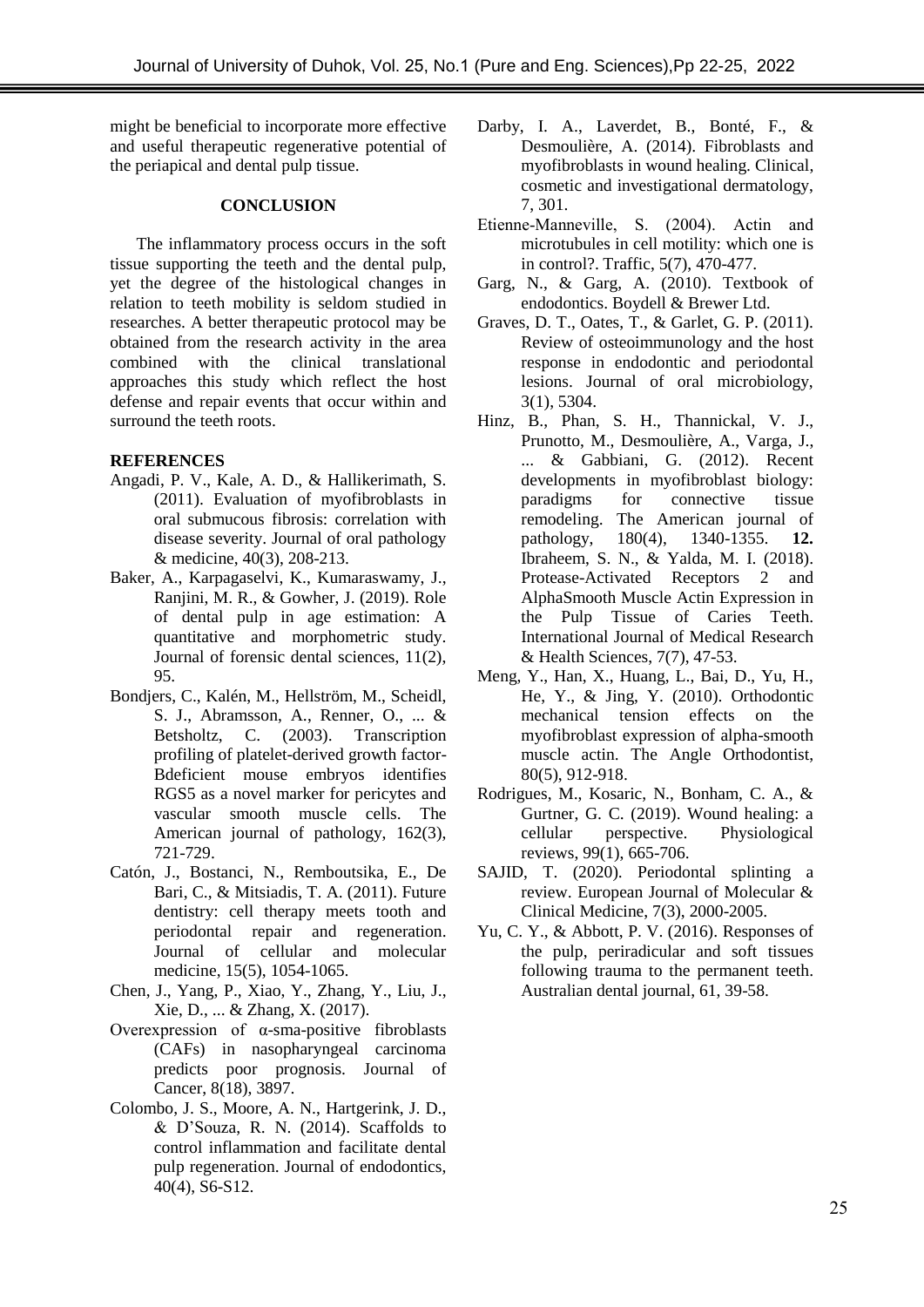might be beneficial to incorporate more effective and useful therapeutic regenerative potential of the periapical and dental pulp tissue.

## CONCLUSION

The inflammatory process occurs in the soft tissue supporting the teeth and the dental pulp, yet the degree of the histological changes in relation to teeth mobility is seldom studied in researches. A better therapeutic protocol may be obtained from the research activity in the area combined with the clinical translational approaches this study which reflect the host defense and repair events that occur within and surround the teeth roots.

## REFERENCES

Angadi, P. V., Kale, A. D., & Hallikerimath, S. (2011). Evaluation of myofibroblasts in oral submucous fibrosis: correlation with disease severity. Journal of oral pathology & medicine, 40(3), 208-213.

Baker, A., Karpagaselvi, K., Kumaraswamy, J., Ranjini, M. R., & Gowher, J. (2019). Role of dental pulp in age estimation: A quantitative and morphometric study. Journal of forensic dental sciences, 11(2), 95.

Bondjers, C., Kalén, M., Hellström, M., Scheidl, S. J., Abramsson, A., Renner, O., ... & Betsholtz, C. (2003). Transcription profiling of platelet-derived growth factor-Bdeficient mouse embryos identifies RGS5 as a novel marker for pericytes and vascular smooth muscle cells. The American journal of pathology, 162(3), 721-729.

Catón, J., Bostanci, N., Remboutsika, E., De Bari, C., & Mitsiadis, T. A. (2011). Future dentistry: cell therapy meets tooth and periodontal repair and regeneration. Journal of cellular and molecular medicine, 15(5), 1054-1065.

Chen, J., Yang, P., Xiao, Y., Zhang, Y., Liu, J., Xie, D., ... & Zhang, X. (2017).

Overexpression of α-sma-positive fibroblasts (CAFs) in nasopharyngeal carcinoma predicts poor prognosis. Journal of Cancer, 8(18), 3897.

Colombo, J. S., Moore, A. N., Hartgerink, J. D., & D'Souza, R. N. (2014). Scaffolds to control inflammation and facilitate dental pulp regeneration. Journal of endodontics, 40(4), S6-S12.

Darby, I. A., Laverdet, B., Bonté, F., & Desmoulière, A. (2014). Fibroblasts and myofibroblasts in wound healing. Clinical, cosmetic and investigational dermatology, 7, 301.

Etienne-Manneville, S. (2004). Actin and microtubules in cell motility: which one is in control?. Traffic, 5(7), 470-477.

Garg, N., & Garg, A. (2010). Textbook of endodontics. Boydell & Brewer Ltd.

Graves, D. T., Oates, T., & Garlet, G. P. (2011). Review of osteoimmunology and the host response in endodontic and periodontal lesions. Journal of oral microbiology, 3(1), 5304.

Hinz, B., Phan, S. H., Thannickal, V. J., Prunotto, M., Desmoulière, A., Varga, J., ... & Gabbiani, G. (2012). Recent developments in myofibroblast biology: paradigms for connective tissue remodeling. The American journal of pathology, 180(4), 1340-1355. **12.** Ibraheem, S. N., & Yalda, M. I. (2018). Protease-Activated Receptors 2 and AlphaSmooth Muscle Actin Expression in the Pulp Tissue of Caries Teeth. International Journal of Medical Research & Health Sciences, 7(7), 47-53.

Meng, Y., Han, X., Huang, L., Bai, D., Yu, H., He, Y., & Jing, Y. (2010). Orthodontic mechanical tension effects on the myofibroblast expression of alpha-smooth muscle actin. The Angle Orthodontist, 80(5), 912-918.

Rodrigues, M., Kosaric, N., Bonham, C. A., & Gurtner, G. C. (2019). Wound healing: a cellular perspective. Physiological reviews, 99(1), 665-706.

SAJID, T. (2020). Periodontal splinting a review. European Journal of Molecular & Clinical Medicine, 7(3), 2000-2005.

Yu, C. Y., & Abbott, P. V. (2016). Responses of the pulp, periradicular and soft tissues following trauma to the permanent teeth. Australian dental journal, 61, 39-58.